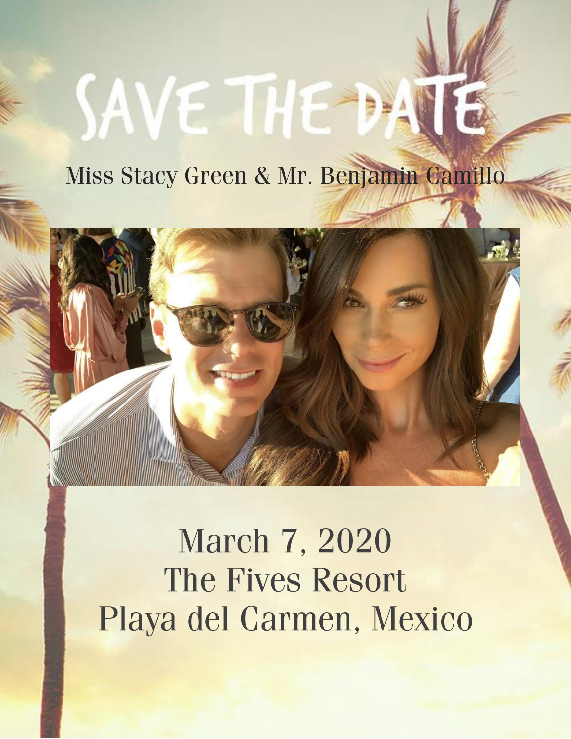# SAVE THE DATE

Miss Stacy Green & Mr. Benjamin Camillo

March 7, 2020
The Fives Resort
Playa del Carmen, Mexico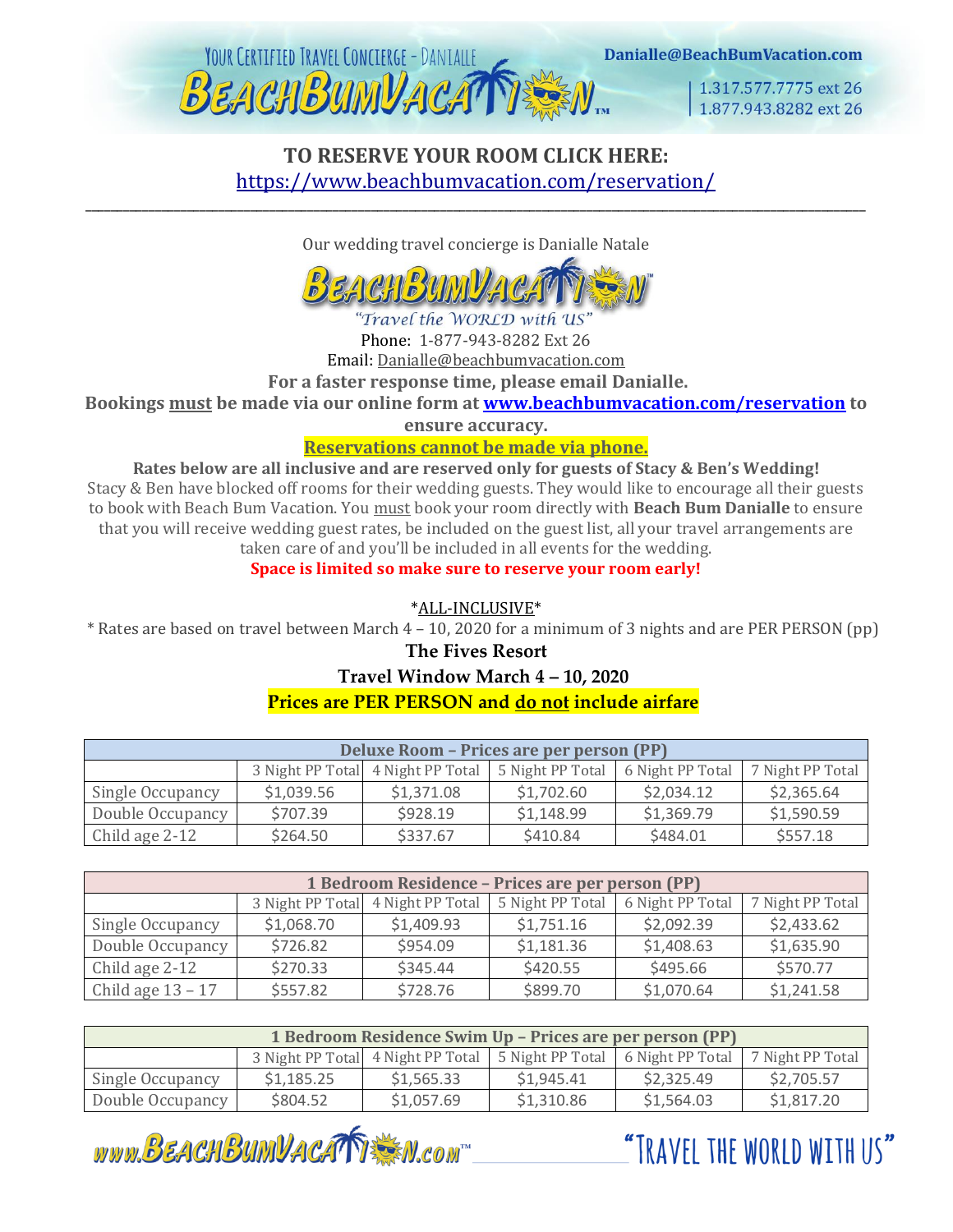YOUR CERTIFIED TRAVEL CONCIERGE - DANIALLE

Danialle@BeachBumVacation.com

1.317.577.7775 ext 26
1.877.943.8282 ext 26

## TO RESERVE YOUR ROOM CLICK HERE:

https://www.beachbumvacation.com/reservation/

---

Our wedding travel concierge is Danialle Natale

"Travel the WORLD with US"

Phone: 1-877-943-8282 Ext 26

Email: Danialle@beachbumvacation.com

**For a faster response time, please email Danialle.**

**Bookings must be made via our online form at www.beachbumvacation.com/reservation to ensure accuracy.**

**Reservations cannot be made via phone.**

**Rates below are all inclusive and are reserved only for guests of Stacy & Ben's Wedding!**

Stacy & Ben have blocked off rooms for their wedding guests. They would like to encourage all their guests to book with Beach Bum Vacation. You must book your room directly with **Beach Bum Danialle** to ensure that you will receive wedding guest rates, be included on the guest list, all your travel arrangements are taken care of and you'll be included in all events for the wedding.

**Space is limited so make sure to reserve your room early!**

*ALL-INCLUSIVE*

* Rates are based on travel between March 4 – 10, 2020 for a minimum of 3 nights and are PER PERSON (pp)

**The Fives Resort**

**Travel Window March 4 – 10, 2020**

**Prices are PER PERSON and do not include airfare**

| Deluxe Room – Prices are per person (PP) | | | | | |
|---|---|---|---|---|---|
| | 3 Night PP Total | 4 Night PP Total | 5 Night PP Total | 6 Night PP Total | 7 Night PP Total |
| Single Occupancy | $1,039.56 | $1,371.08 | $1,702.60 | $2,034.12 | $2,365.64 |
| Double Occupancy | $707.39 | $928.19 | $1,148.99 | $1,369.79 | $1,590.59 |
| Child age 2-12 | $264.50 | $337.67 | $410.84 | $484.01 | $557.18 |

| 1 Bedroom Residence – Prices are per person (PP) | | | | | |
|---|---|---|---|---|---|
| | 3 Night PP Total | 4 Night PP Total | 5 Night PP Total | 6 Night PP Total | 7 Night PP Total |
| Single Occupancy | $1,068.70 | $1,409.93 | $1,751.16 | $2,092.39 | $2,433.62 |
| Double Occupancy | $726.82 | $954.09 | $1,181.36 | $1,408.63 | $1,635.90 |
| Child age 2-12 | $270.33 | $345.44 | $420.55 | $495.66 | $570.77 |
| Child age 13 – 17 | $557.82 | $728.76 | $899.70 | $1,070.64 | $1,241.58 |

| 1 Bedroom Residence Swim Up – Prices are per person (PP) | | | | | |
|---|---|---|---|---|---|
| | 3 Night PP Total | 4 Night PP Total | 5 Night PP Total | 6 Night PP Total | 7 Night PP Total |
| Single Occupancy | $1,185.25 | $1,565.33 | $1,945.41 | $2,325.49 | $2,705.57 |
| Double Occupancy | $804.52 | $1,057.69 | $1,310.86 | $1,564.03 | $1,817.20 |

www.BEACHBUMVACATION.COM "TRAVEL THE WORLD WITH US"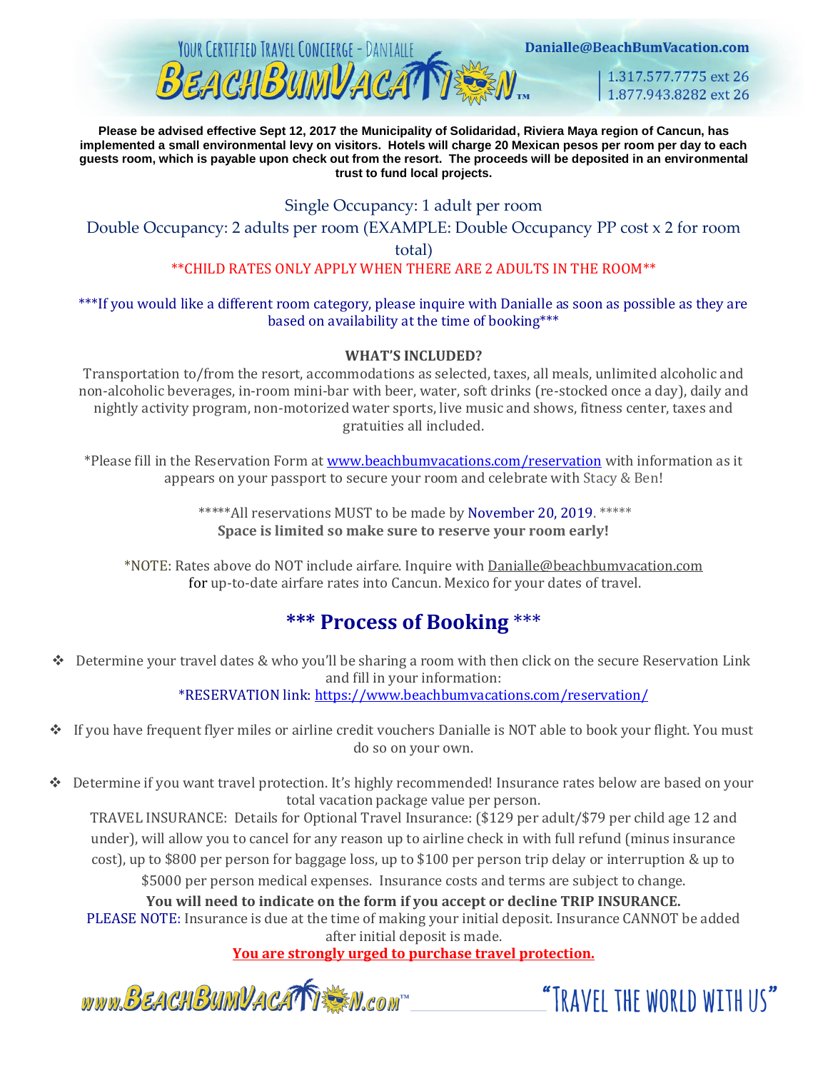**Please be advised effective Sept 12, 2017 the Municipality of Solidaridad, Riviera Maya region of Cancun, has implemented a small environmental levy on visitors. Hotels will charge 20 Mexican pesos per room per day to each guests room, which is payable upon check out from the resort. The proceeds will be deposited in an environmental trust to fund local projects.**

Single Occupancy: 1 adult per room

Double Occupancy: 2 adults per room (EXAMPLE: Double Occupancy PP cost x 2 for room total)

**CHILD RATES ONLY APPLY WHEN THERE ARE 2 ADULTS IN THE ROOM**

***If you would like a different room category, please inquire with Danialle as soon as possible as they are based on availability at the time of booking***

**WHAT'S INCLUDED?**

Transportation to/from the resort, accommodations as selected, taxes, all meals, unlimited alcoholic and non-alcoholic beverages, in-room mini-bar with beer, water, soft drinks (re-stocked once a day), daily and nightly activity program, non-motorized water sports, live music and shows, fitness center, taxes and gratuities all included.

*Please fill in the Reservation Form at www.beachbumvacations.com/reservation with information as it appears on your passport to secure your room and celebrate with Stacy & Ben!

*****All reservations MUST to be made by November 20, 2019. *****

**Space is limited so make sure to reserve your room early!**

*NOTE: Rates above do NOT include airfare. Inquire with Danialle@beachbumvacation.com for up-to-date airfare rates into Cancun. Mexico for your dates of travel.

## *** Process of Booking ***

- Determine your travel dates & who you'll be sharing a room with then click on the secure Reservation Link and fill in your information:
  *RESERVATION link: https://www.beachbumvacations.com/reservation/
- If you have frequent flyer miles or airline credit vouchers Danialle is NOT able to book your flight. You must do so on your own.
- Determine if you want travel protection. It's highly recommended! Insurance rates below are based on your total vacation package value per person.
  TRAVEL INSURANCE: Details for Optional Travel Insurance: ($129 per adult/$79 per child age 12 and under), will allow you to cancel for any reason up to airline check in with full refund (minus insurance cost), up to $800 per person for baggage loss, up to $100 per person trip delay or interruption & up to $5000 per person medical expenses. Insurance costs and terms are subject to change.
  **You will need to indicate on the form if you accept or decline TRIP INSURANCE.**
  PLEASE NOTE: Insurance is due at the time of making your initial deposit. Insurance CANNOT be added after initial deposit is made.
  **You are strongly urged to purchase travel protection.**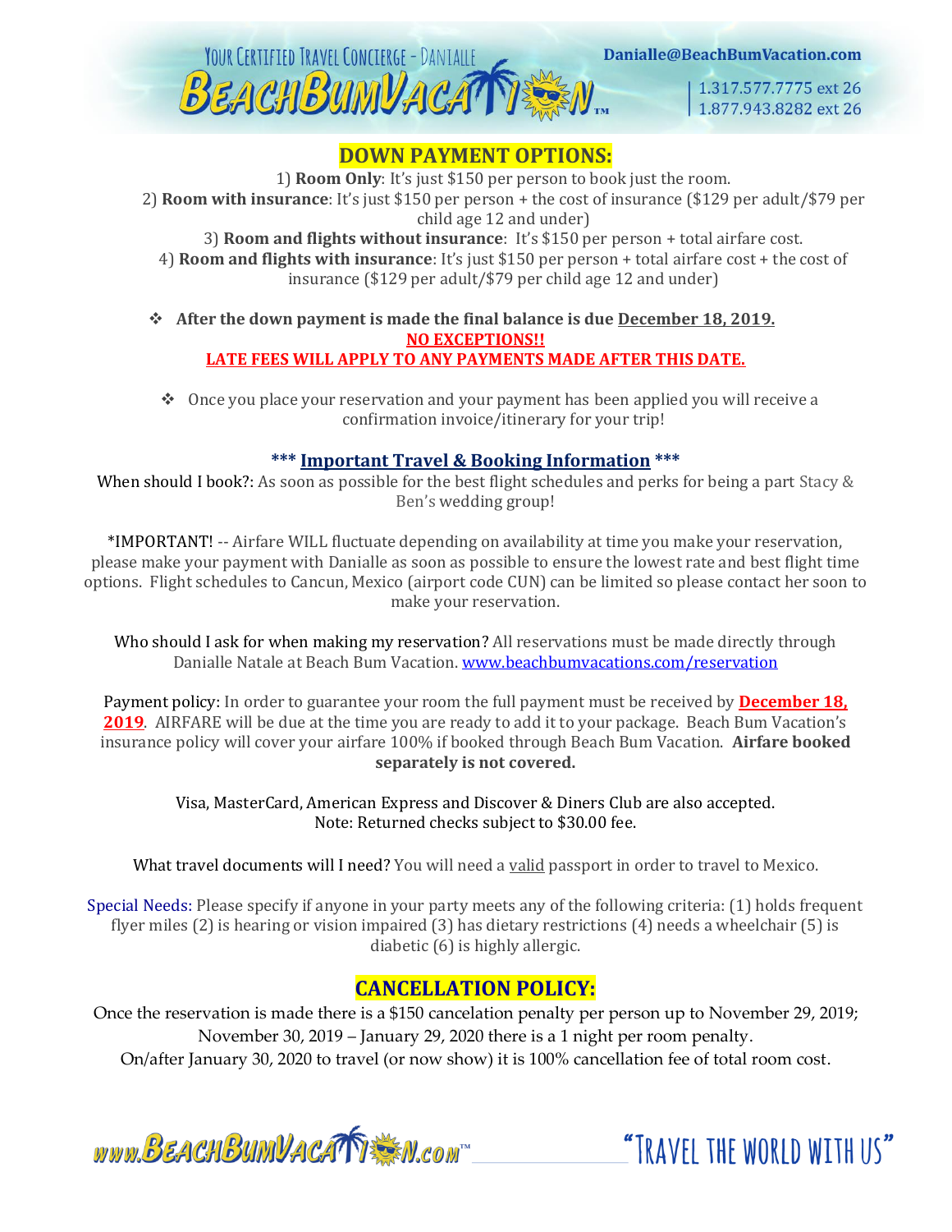YOUR CERTIFIED TRAVEL CONCIERGE - DANIALLE

BEACHBUMVACATION™

Danialle@BeachBumVacation.com

1.317.577.7775 ext 26
1.877.943.8282 ext 26

## DOWN PAYMENT OPTIONS:

1) **Room Only**: It's just $150 per person to book just the room.
2) **Room with insurance**: It's just $150 per person + the cost of insurance ($129 per adult/$79 per child age 12 and under)
3) **Room and flights without insurance**: It's $150 per person + total airfare cost.
4) **Room and flights with insurance**: It's just $150 per person + total airfare cost + the cost of insurance ($129 per adult/$79 per child age 12 and under)

- **After the down payment is made the final balance is due December 18, 2019.**
  **NO EXCEPTIONS!!**
  **LATE FEES WILL APPLY TO ANY PAYMENTS MADE AFTER THIS DATE.**

- Once you place your reservation and your payment has been applied you will receive a confirmation invoice/itinerary for your trip!

### *** Important Travel & Booking Information ***

When should I book?: As soon as possible for the best flight schedules and perks for being a part Stacy & Ben's wedding group!

*IMPORTANT! -- Airfare WILL fluctuate depending on availability at time you make your reservation, please make your payment with Danialle as soon as possible to ensure the lowest rate and best flight time options. Flight schedules to Cancun, Mexico (airport code CUN) can be limited so please contact her soon to make your reservation.

Who should I ask for when making my reservation? All reservations must be made directly through Danialle Natale at Beach Bum Vacation. www.beachbumvacations.com/reservation

Payment policy: In order to guarantee your room the full payment must be received by **December 18, 2019**. AIRFARE will be due at the time you are ready to add it to your package. Beach Bum Vacation's insurance policy will cover your airfare 100% if booked through Beach Bum Vacation. **Airfare booked separately is not covered.**

Visa, MasterCard, American Express and Discover & Diners Club are also accepted.
Note: Returned checks subject to $30.00 fee.

What travel documents will I need? You will need a valid passport in order to travel to Mexico.

Special Needs: Please specify if anyone in your party meets any of the following criteria: (1) holds frequent flyer miles (2) is hearing or vision impaired (3) has dietary restrictions (4) needs a wheelchair (5) is diabetic (6) is highly allergic.

## CANCELLATION POLICY:

Once the reservation is made there is a $150 cancelation penalty per person up to November 29, 2019; November 30, 2019 – January 29, 2020 there is a 1 night per room penalty.
On/after January 30, 2020 to travel (or now show) it is 100% cancellation fee of total room cost.

www.BEACHBUMVACATION.COM™ "TRAVEL THE WORLD WITH US"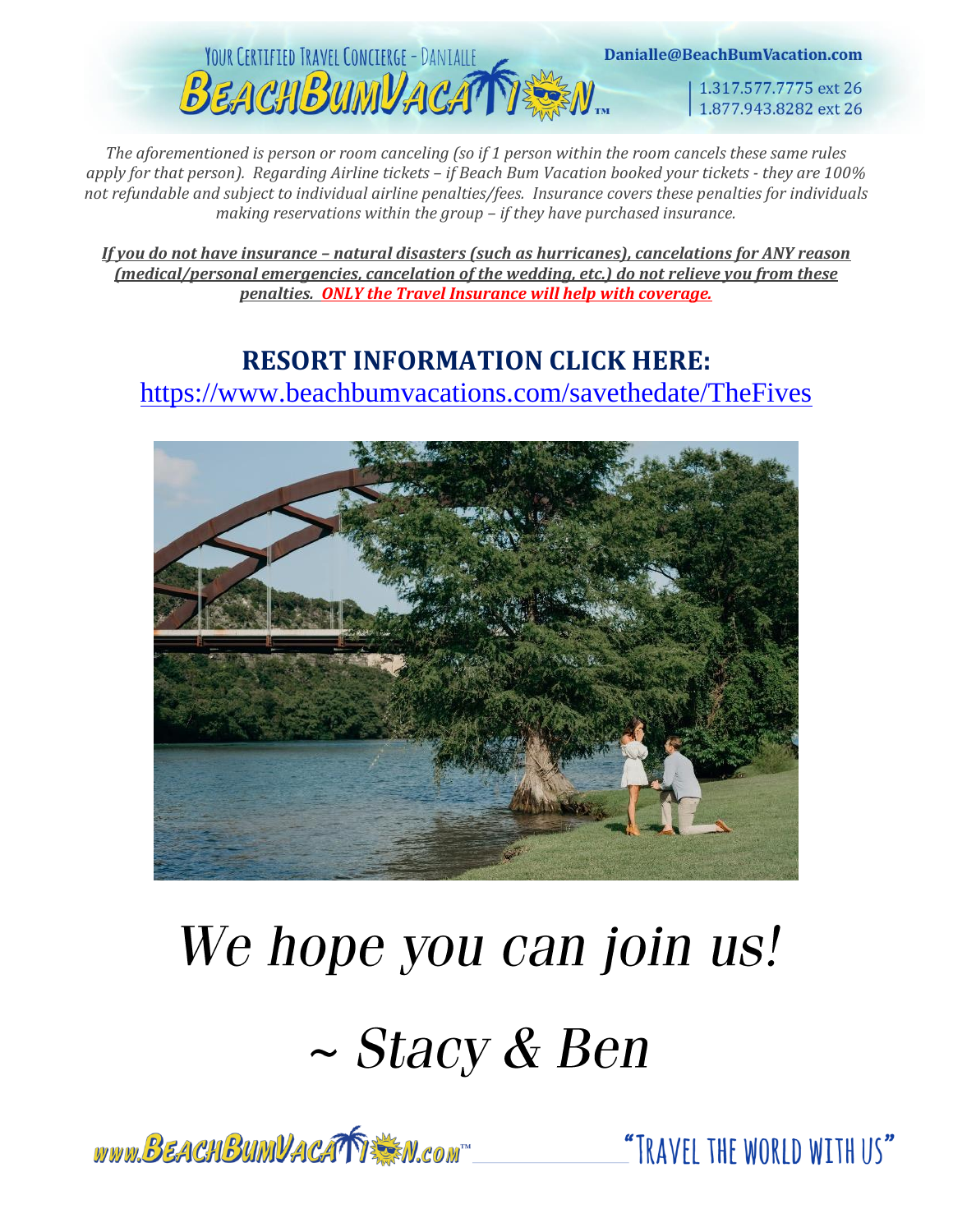*The aforementioned is person or room canceling (so if 1 person within the room cancels these same rules apply for that person). Regarding Airline tickets – if Beach Bum Vacation booked your tickets - they are 100% not refundable and subject to individual airline penalties/fees. Insurance covers these penalties for individuals making reservations within the group – if they have purchased insurance.*

***If you do not have insurance – natural disasters (such as hurricanes), cancelations for ANY reason (medical/personal emergencies, cancelation of the wedding, etc.) do not relieve you from these penalties. ONLY the Travel Insurance will help with coverage.***

## RESORT INFORMATION CLICK HERE:

https://www.beachbumvacations.com/savethedate/TheFives

# *We hope you can join us!*

# *~ Stacy & Ben*